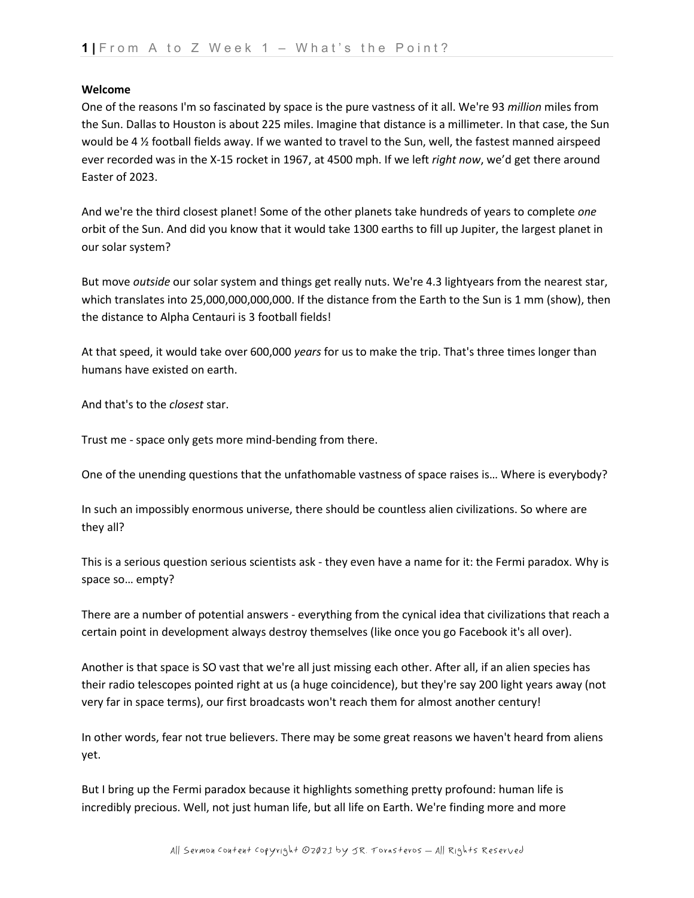**Welcome**

One of the reasons I'm so fascinated by space is the pure vastness of it all. We're 93 *million* miles from the Sun. Dallas to Houston is about 225 miles. Imagine that distance is a millimeter. In that case, the Sun would be 4 ½ football fields away. If we wanted to travel to the Sun, well, the fastest manned airspeed ever recorded was in the X-15 rocket in 1967, at 4500 mph. If we left *right now*, we'd get there around Easter of 2023.

And we're the third closest planet! Some of the other planets take hundreds of years to complete *one* orbit of the Sun. And did you know that it would take 1300 earths to fill up Jupiter, the largest planet in our solar system?

But move *outside* our solar system and things get really nuts. We're 4.3 lightyears from the nearest star, which translates into 25,000,000,000,000. If the distance from the Earth to the Sun is 1 mm (show), then the distance to Alpha Centauri is 3 football fields!

At that speed, it would take over 600,000 *years* for us to make the trip. That's three times longer than humans have existed on earth.

And that's to the *closest* star.

Trust me - space only gets more mind-bending from there.

One of the unending questions that the unfathomable vastness of space raises is… Where is everybody?

In such an impossibly enormous universe, there should be countless alien civilizations. So where are they all?

This is a serious question serious scientists ask - they even have a name for it: the Fermi paradox. Why is space so… empty?

There are a number of potential answers - everything from the cynical idea that civilizations that reach a certain point in development always destroy themselves (like once you go Facebook it's all over).

Another is that space is SO vast that we're all just missing each other. After all, if an alien species has their radio telescopes pointed right at us (a huge coincidence), but they're say 200 light years away (not very far in space terms), our first broadcasts won't reach them for almost another century!

In other words, fear not true believers. There may be some great reasons we haven't heard from aliens yet.

But I bring up the Fermi paradox because it highlights something pretty profound: human life is incredibly precious. Well, not just human life, but all life on Earth. We're finding more and more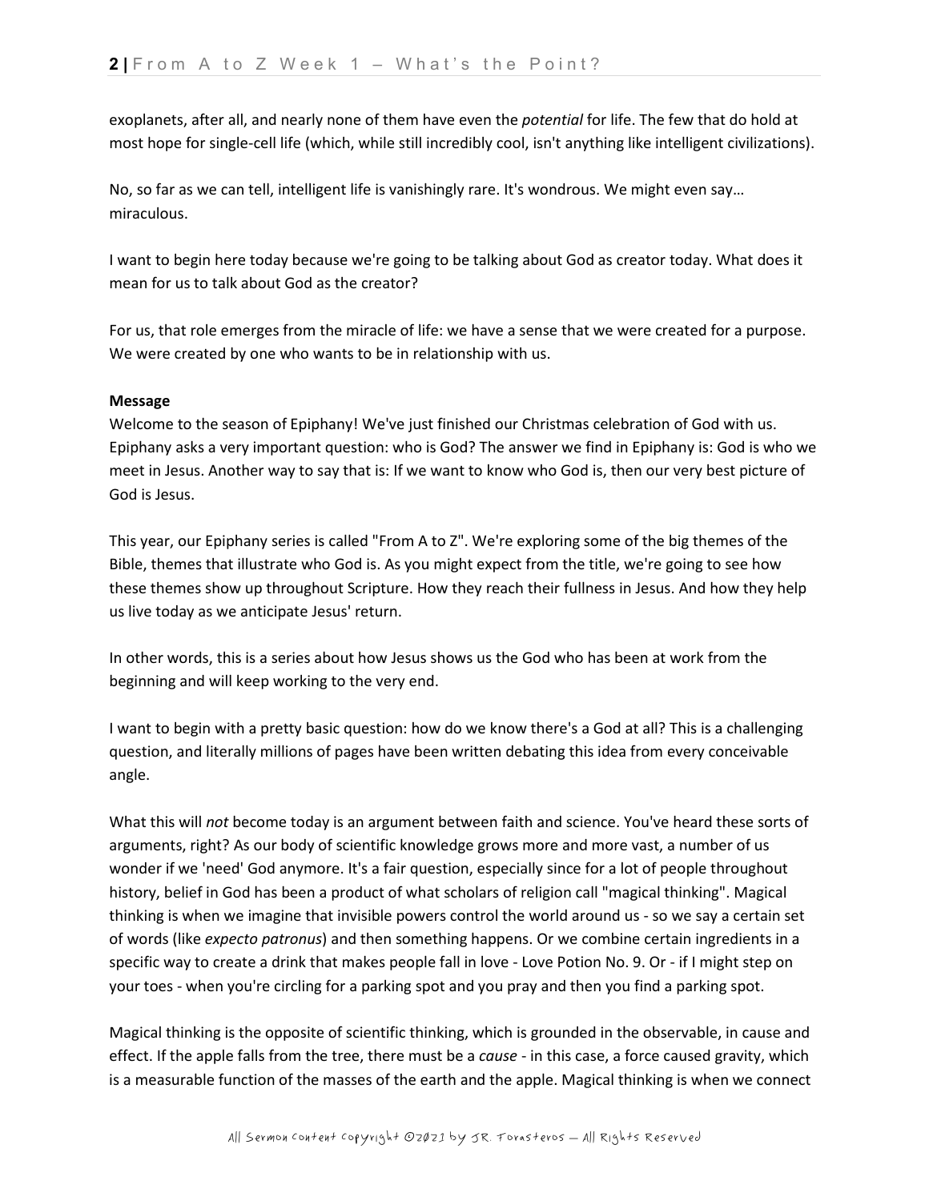exoplanets, after all, and nearly none of them have even the *potential* for life. The few that do hold at most hope for single-cell life (which, while still incredibly cool, isn't anything like intelligent civilizations).

No, so far as we can tell, intelligent life is vanishingly rare. It's wondrous. We might even say… miraculous.

I want to begin here today because we're going to be talking about God as creator today. What does it mean for us to talk about God as the creator?

For us, that role emerges from the miracle of life: we have a sense that we were created for a purpose. We were created by one who wants to be in relationship with us.

**Message**

Welcome to the season of Epiphany! We've just finished our Christmas celebration of God with us. Epiphany asks a very important question: who is God? The answer we find in Epiphany is: God is who we meet in Jesus. Another way to say that is: If we want to know who God is, then our very best picture of God is Jesus.

This year, our Epiphany series is called "From A to Z". We're exploring some of the big themes of the Bible, themes that illustrate who God is. As you might expect from the title, we're going to see how these themes show up throughout Scripture. How they reach their fullness in Jesus. And how they help us live today as we anticipate Jesus' return.

In other words, this is a series about how Jesus shows us the God who has been at work from the beginning and will keep working to the very end.

I want to begin with a pretty basic question: how do we know there's a God at all? This is a challenging question, and literally millions of pages have been written debating this idea from every conceivable angle.

What this will *not* become today is an argument between faith and science. You've heard these sorts of arguments, right? As our body of scientific knowledge grows more and more vast, a number of us wonder if we 'need' God anymore. It's a fair question, especially since for a lot of people throughout history, belief in God has been a product of what scholars of religion call "magical thinking". Magical thinking is when we imagine that invisible powers control the world around us - so we say a certain set of words (like *expecto patronus*) and then something happens. Or we combine certain ingredients in a specific way to create a drink that makes people fall in love - Love Potion No. 9. Or - if I might step on your toes - when you're circling for a parking spot and you pray and then you find a parking spot.

Magical thinking is the opposite of scientific thinking, which is grounded in the observable, in cause and effect. If the apple falls from the tree, there must be a *cause* - in this case, a force caused gravity, which is a measurable function of the masses of the earth and the apple. Magical thinking is when we connect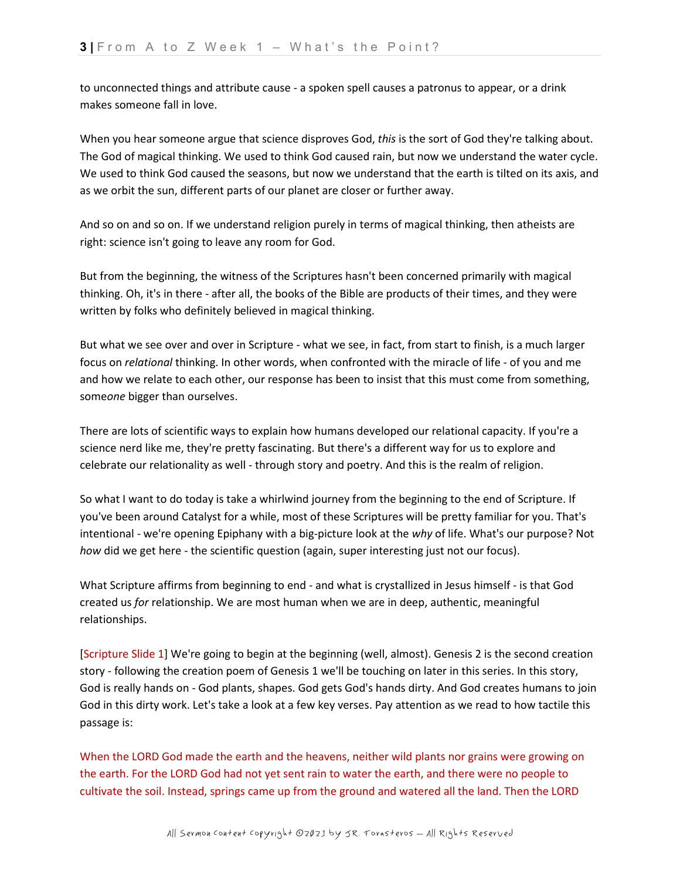to unconnected things and attribute cause - a spoken spell causes a patronus to appear, or a drink makes someone fall in love.

When you hear someone argue that science disproves God, *this* is the sort of God they're talking about. The God of magical thinking. We used to think God caused rain, but now we understand the water cycle. We used to think God caused the seasons, but now we understand that the earth is tilted on its axis, and as we orbit the sun, different parts of our planet are closer or further away.

And so on and so on. If we understand religion purely in terms of magical thinking, then atheists are right: science isn't going to leave any room for God.

But from the beginning, the witness of the Scriptures hasn't been concerned primarily with magical thinking. Oh, it's in there - after all, the books of the Bible are products of their times, and they were written by folks who definitely believed in magical thinking.

But what we see over and over in Scripture - what we see, in fact, from start to finish, is a much larger focus on *relational* thinking. In other words, when confronted with the miracle of life - of you and me and how we relate to each other, our response has been to insist that this must come from something, some*one* bigger than ourselves.

There are lots of scientific ways to explain how humans developed our relational capacity. If you're a science nerd like me, they're pretty fascinating. But there's a different way for us to explore and celebrate our relationality as well - through story and poetry. And this is the realm of religion.

So what I want to do today is take a whirlwind journey from the beginning to the end of Scripture. If you've been around Catalyst for a while, most of these Scriptures will be pretty familiar for you. That's intentional - we're opening Epiphany with a big-picture look at the *why* of life. What's our purpose? Not *how* did we get here - the scientific question (again, super interesting just not our focus).

What Scripture affirms from beginning to end - and what is crystallized in Jesus himself - is that God created us *for* relationship. We are most human when we are in deep, authentic, meaningful relationships.

[Scripture Slide 1] We're going to begin at the beginning (well, almost). Genesis 2 is the second creation story - following the creation poem of Genesis 1 we'll be touching on later in this series. In this story, God is really hands on - God plants, shapes. God gets God's hands dirty. And God creates humans to join God in this dirty work. Let's take a look at a few key verses. Pay attention as we read to how tactile this passage is:

When the LORD God made the earth and the heavens, neither wild plants nor grains were growing on the earth. For the LORD God had not yet sent rain to water the earth, and there were no people to cultivate the soil. Instead, springs came up from the ground and watered all the land. Then the LORD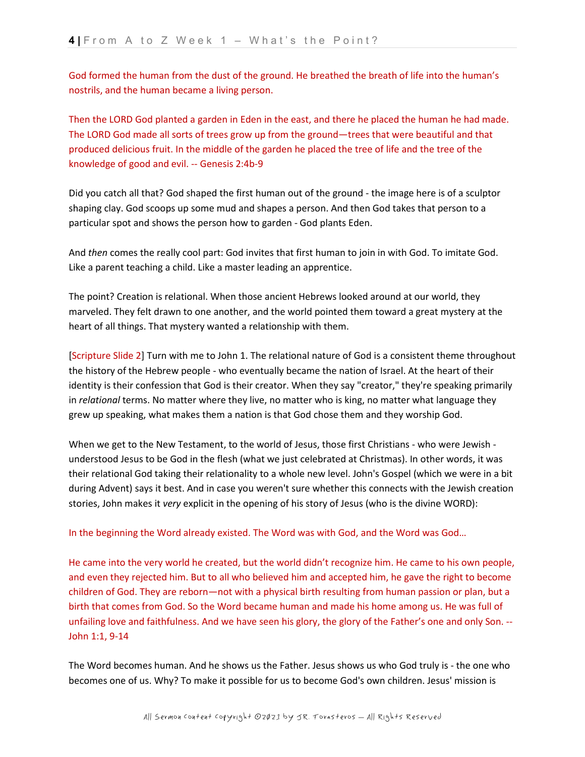God formed the human from the dust of the ground. He breathed the breath of life into the human's nostrils, and the human became a living person.

Then the LORD God planted a garden in Eden in the east, and there he placed the human he had made. The LORD God made all sorts of trees grow up from the ground—trees that were beautiful and that produced delicious fruit. In the middle of the garden he placed the tree of life and the tree of the knowledge of good and evil. -- Genesis 2:4b-9

Did you catch all that? God shaped the first human out of the ground - the image here is of a sculptor shaping clay. God scoops up some mud and shapes a person. And then God takes that person to a particular spot and shows the person how to garden - God plants Eden.

And *then* comes the really cool part: God invites that first human to join in with God. To imitate God. Like a parent teaching a child. Like a master leading an apprentice.

The point? Creation is relational. When those ancient Hebrews looked around at our world, they marveled. They felt drawn to one another, and the world pointed them toward a great mystery at the heart of all things. That mystery wanted a relationship with them.

[Scripture Slide 2] Turn with me to John 1. The relational nature of God is a consistent theme throughout the history of the Hebrew people - who eventually became the nation of Israel. At the heart of their identity is their confession that God is their creator. When they say "creator," they're speaking primarily in *relational* terms. No matter where they live, no matter who is king, no matter what language they grew up speaking, what makes them a nation is that God chose them and they worship God.

When we get to the New Testament, to the world of Jesus, those first Christians - who were Jewish - understood Jesus to be God in the flesh (what we just celebrated at Christmas). In other words, it was their relational God taking their relationality to a whole new level. John's Gospel (which we were in a bit during Advent) says it best. And in case you weren't sure whether this connects with the Jewish creation stories, John makes it *very* explicit in the opening of his story of Jesus (who is the divine WORD):

In the beginning the Word already existed. The Word was with God, and the Word was God…

He came into the very world he created, but the world didn't recognize him. He came to his own people, and even they rejected him. But to all who believed him and accepted him, he gave the right to become children of God. They are reborn—not with a physical birth resulting from human passion or plan, but a birth that comes from God. So the Word became human and made his home among us. He was full of unfailing love and faithfulness. And we have seen his glory, the glory of the Father's one and only Son. -- John 1:1, 9-14

The Word becomes human. And he shows us the Father. Jesus shows us who God truly is - the one who becomes one of us. Why? To make it possible for us to become God's own children. Jesus' mission is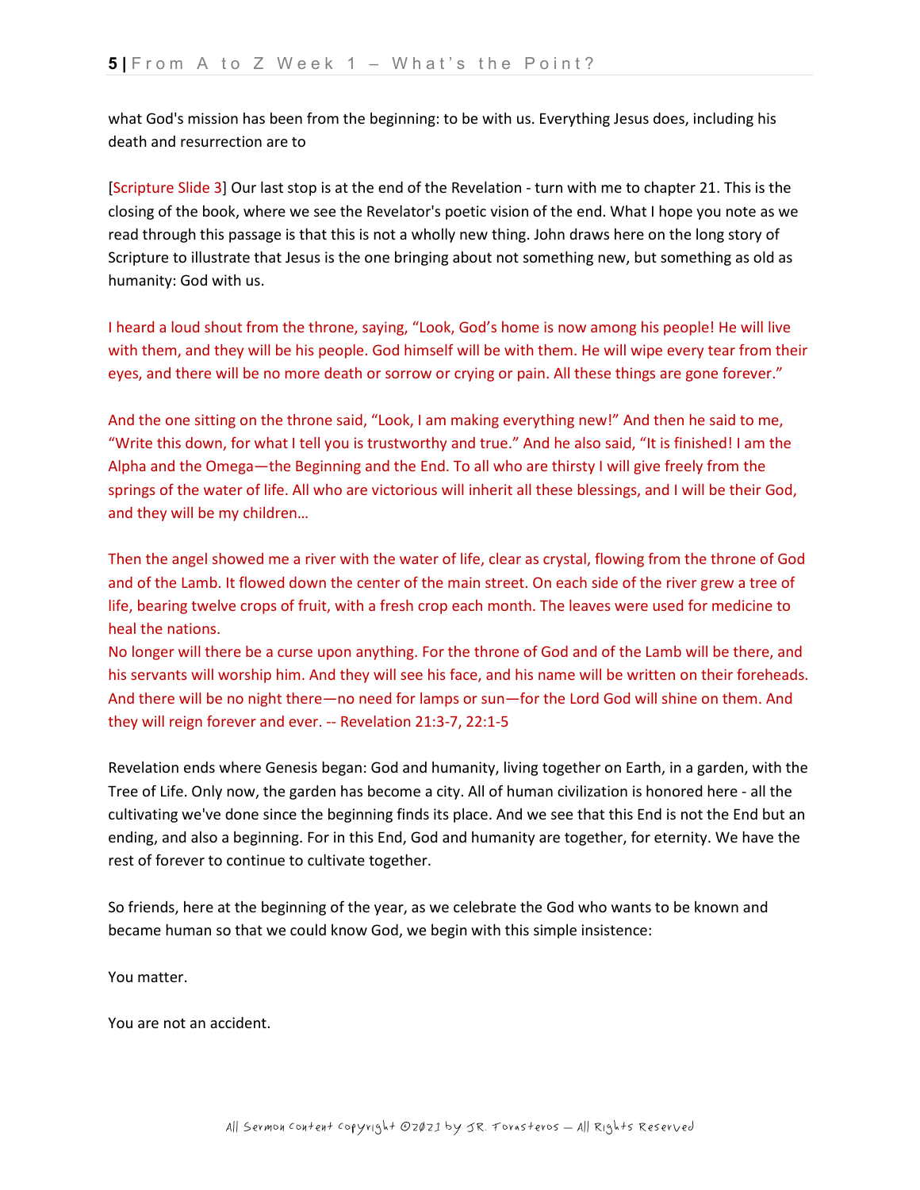what God's mission has been from the beginning: to be with us. Everything Jesus does, including his death and resurrection are to

[Scripture Slide 3] Our last stop is at the end of the Revelation - turn with me to chapter 21. This is the closing of the book, where we see the Revelator's poetic vision of the end. What I hope you note as we read through this passage is that this is not a wholly new thing. John draws here on the long story of Scripture to illustrate that Jesus is the one bringing about not something new, but something as old as humanity: God with us.

I heard a loud shout from the throne, saying, “Look, God’s home is now among his people! He will live with them, and they will be his people. God himself will be with them. He will wipe every tear from their eyes, and there will be no more death or sorrow or crying or pain. All these things are gone forever.”

And the one sitting on the throne said, “Look, I am making everything new!” And then he said to me, “Write this down, for what I tell you is trustworthy and true.” And he also said, “It is finished! I am the Alpha and the Omega—the Beginning and the End. To all who are thirsty I will give freely from the springs of the water of life. All who are victorious will inherit all these blessings, and I will be their God, and they will be my children…

Then the angel showed me a river with the water of life, clear as crystal, flowing from the throne of God and of the Lamb. It flowed down the center of the main street. On each side of the river grew a tree of life, bearing twelve crops of fruit, with a fresh crop each month. The leaves were used for medicine to heal the nations.
No longer will there be a curse upon anything. For the throne of God and of the Lamb will be there, and his servants will worship him. And they will see his face, and his name will be written on their foreheads. And there will be no night there—no need for lamps or sun—for the Lord God will shine on them. And they will reign forever and ever. -- Revelation 21:3-7, 22:1-5

Revelation ends where Genesis began: God and humanity, living together on Earth, in a garden, with the Tree of Life. Only now, the garden has become a city. All of human civilization is honored here - all the cultivating we've done since the beginning finds its place. And we see that this End is not the End but an ending, and also a beginning. For in this End, God and humanity are together, for eternity. We have the rest of forever to continue to cultivate together.

So friends, here at the beginning of the year, as we celebrate the God who wants to be known and became human so that we could know God, we begin with this simple insistence:

You matter.

You are not an accident.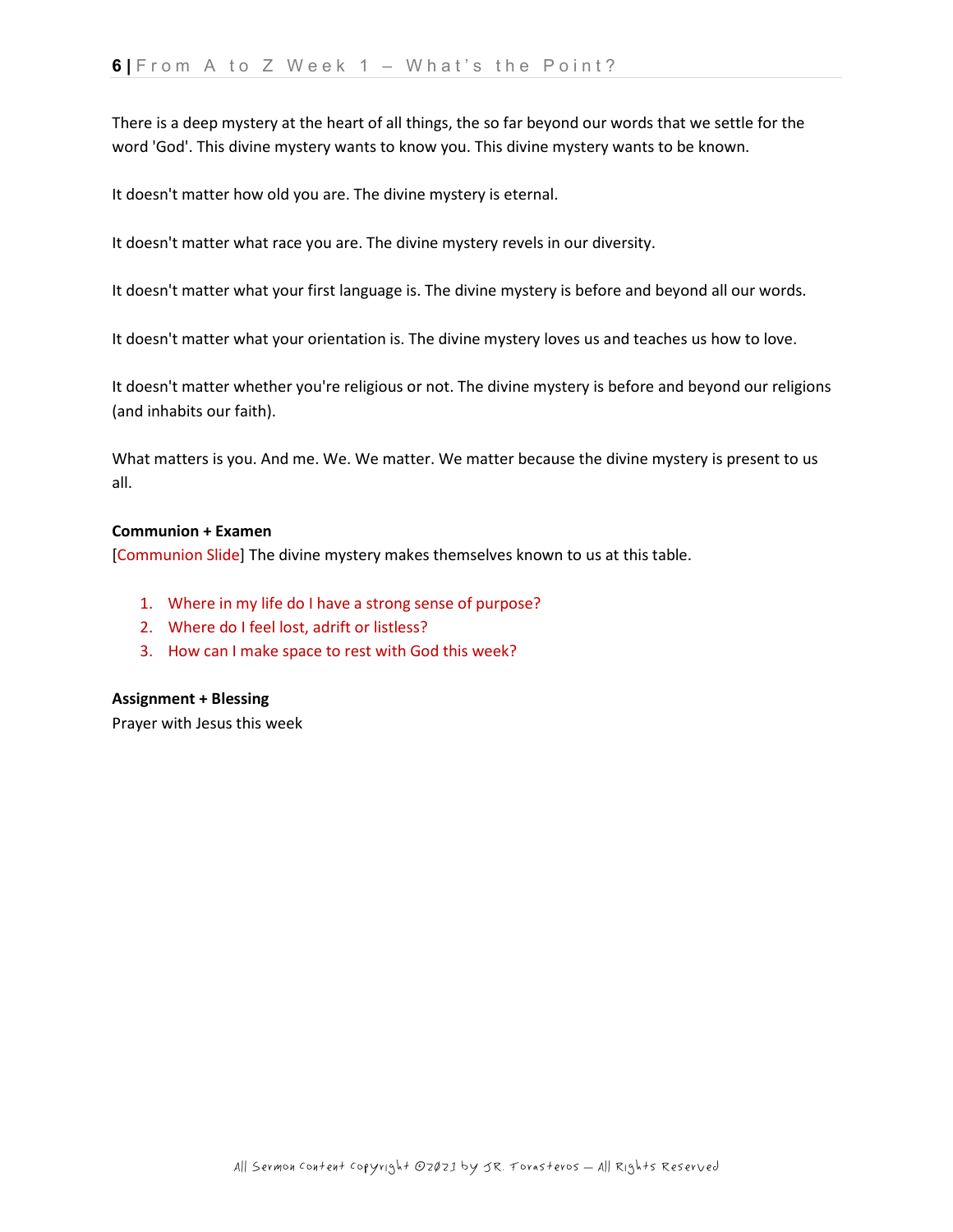There is a deep mystery at the heart of all things, the so far beyond our words that we settle for the word 'God'. This divine mystery wants to know you. This divine mystery wants to be known.

It doesn't matter how old you are. The divine mystery is eternal.

It doesn't matter what race you are. The divine mystery revels in our diversity.

It doesn't matter what your first language is. The divine mystery is before and beyond all our words.

It doesn't matter what your orientation is. The divine mystery loves us and teaches us how to love.

It doesn't matter whether you're religious or not. The divine mystery is before and beyond our religions (and inhabits our faith).

What matters is you. And me. We. We matter. We matter because the divine mystery is present to us all.

**Communion + Examen**
[Communion Slide] The divine mystery makes themselves known to us at this table.

1. Where in my life do I have a strong sense of purpose?
2. Where do I feel lost, adrift or listless?
3. How can I make space to rest with God this week?

**Assignment + Blessing**
Prayer with Jesus this week